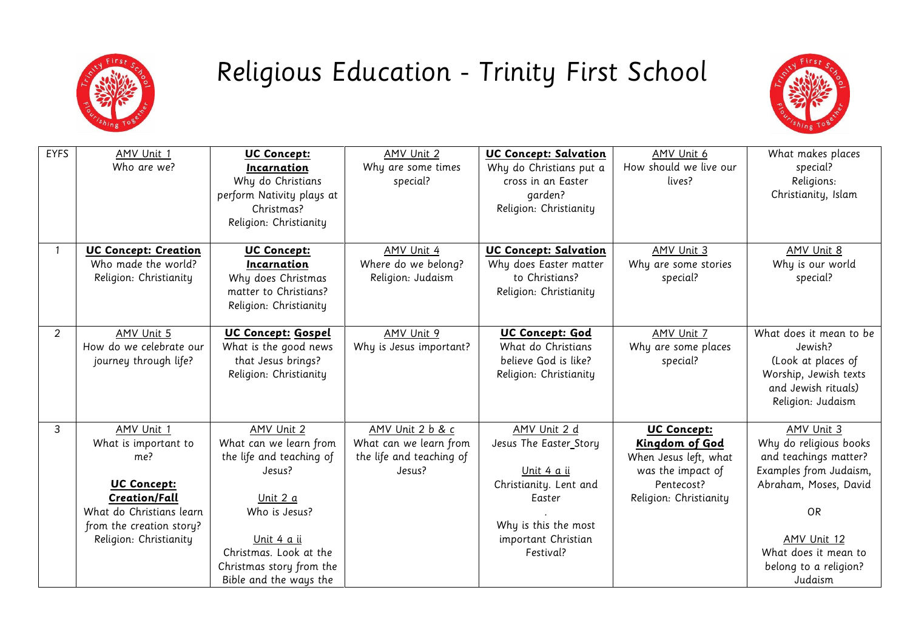# Religious Education - Trinity First School

| EYFS | AMV Unit 1<br>Who are we? | **UC Concept: Incarnation**<br>Why do Christians perform Nativity plays at Christmas?<br>Religion: Christianity | AMV Unit 2<br>Why are some times special? | **UC Concept: Salvation**<br>Why do Christians put a cross in an Easter garden?<br>Religion: Christianity | AMV Unit 6<br>How should we live our lives? | What makes places special?<br>Religions:<br>Christianity, Islam |
|---|---|---|---|---|---|---|
| 1 | **UC Concept: Creation**<br>Who made the world?<br>Religion: Christianity | **UC Concept: Incarnation**<br>Why does Christmas matter to Christians?<br>Religion: Christianity | AMV Unit 4<br>Where do we belong?<br>Religion: Judaism | **UC Concept: Salvation**<br>Why does Easter matter to Christians?<br>Religion: Christianity | AMV Unit 3<br>Why are some stories special? | AMV Unit 8<br>Why is our world special? |
| 2 | AMV Unit 5<br>How do we celebrate our journey through life? | **UC Concept: Gospel**<br>What is the good news that Jesus brings?<br>Religion: Christianity | AMV Unit 9<br>Why is Jesus important? | **UC Concept: God**<br>What do Christians believe God is like?<br>Religion: Christianity | AMV Unit 7<br>Why are some places special? | What does it mean to be Jewish?<br>(Look at places of Worship, Jewish texts and Jewish rituals)<br>Religion: Judaism |
| 3 | AMV Unit 1<br>What is important to me?<br><br>**UC Concept: Creation/Fall**<br>What do Christians learn from the creation story?<br>Religion: Christianity | AMV Unit 2<br>What can we learn from the life and teaching of Jesus?<br><br>Unit 2 a<br>Who is Jesus?<br><br>Unit 4 a ii<br>Christmas. Look at the Christmas story from the Bible and the ways the | AMV Unit 2 b & c<br>What can we learn from the life and teaching of Jesus? | AMV Unit 2 d<br>Jesus The Easter_Story<br><br>Unit 4 a ii<br>Christianity. Lent and Easter<br>.<br>Why is this the most important Christian Festival? | **UC Concept: Kingdom of God**<br>When Jesus left, what was the impact of Pentecost?<br>Religion: Christianity | AMV Unit 3<br>Why do religious books and teachings matter?<br>Examples from Judaism, Abraham, Moses, David<br><br>OR<br><br>AMV Unit 12<br>What does it mean to belong to a religion?<br>Judaism |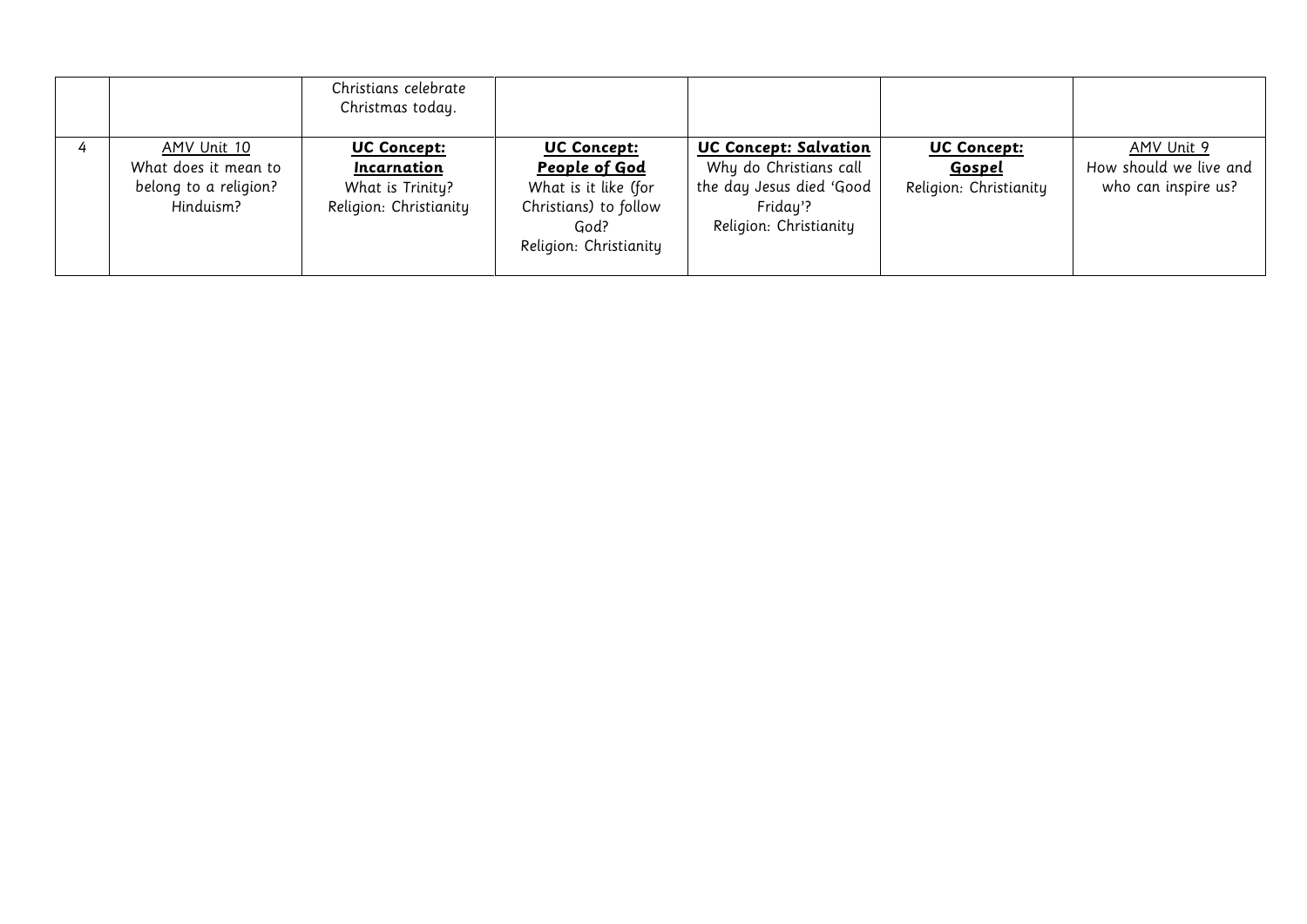| | | | | | | |
|---|---|---|---|---|---|---|
| | | Christians celebrate Christmas today. | | | | |
| 4 | AMV Unit 10 What does it mean to belong to a religion? Hinduism? | **UC Concept: Incarnation** What is Trinity? Religion: Christianity | **UC Concept: People of God** What is it like (for Christians) to follow God? Religion: Christianity | **UC Concept: Salvation** Why do Christians call the day Jesus died 'Good Friday'? Religion: Christianity | **UC Concept: Gospel** Religion: Christianity | AMV Unit 9 How should we live and who can inspire us? |